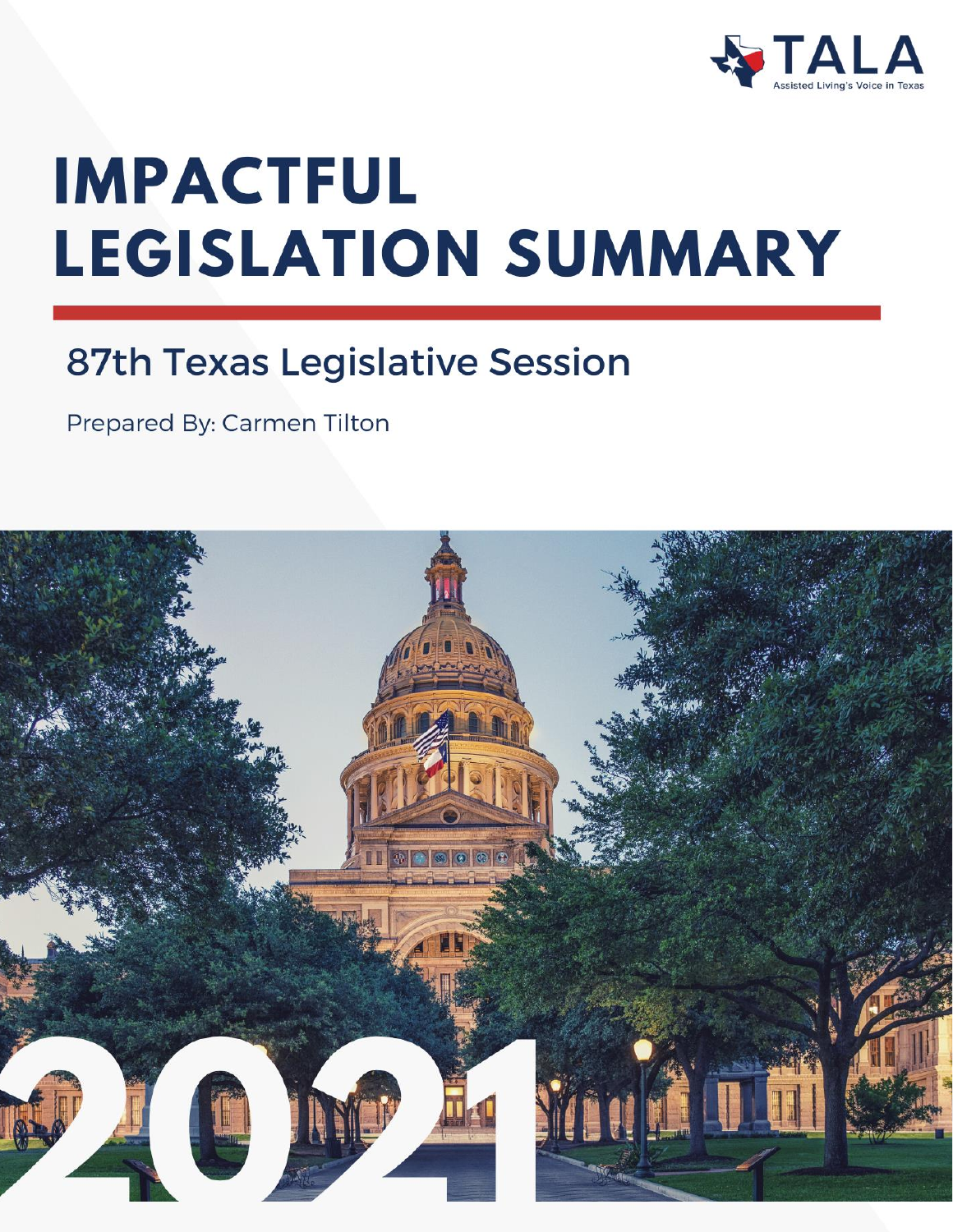TALA

Assisted Living's Voice in Texas

# IMPACTFUL LEGISLATION SUMMARY

## 87th Texas Legislative Session

Prepared By: Carmen Tilton

2021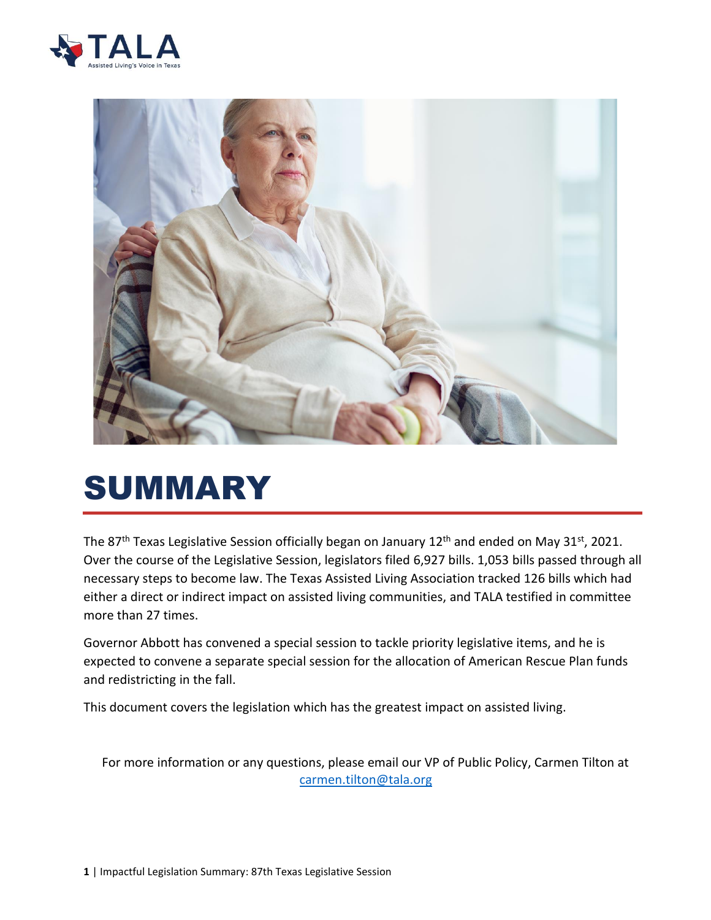# SUMMARY

The 87th Texas Legislative Session officially began on January 12th and ended on May 31st, 2021. Over the course of the Legislative Session, legislators filed 6,927 bills. 1,053 bills passed through all necessary steps to become law. The Texas Assisted Living Association tracked 126 bills which had either a direct or indirect impact on assisted living communities, and TALA testified in committee more than 27 times.

Governor Abbott has convened a special session to tackle priority legislative items, and he is expected to convene a separate special session for the allocation of American Rescue Plan funds and redistricting in the fall.

This document covers the legislation which has the greatest impact on assisted living.

For more information or any questions, please email our VP of Public Policy, Carmen Tilton at [carmen.tilton@tala.org](mailto:carmen.tilton@tala.org)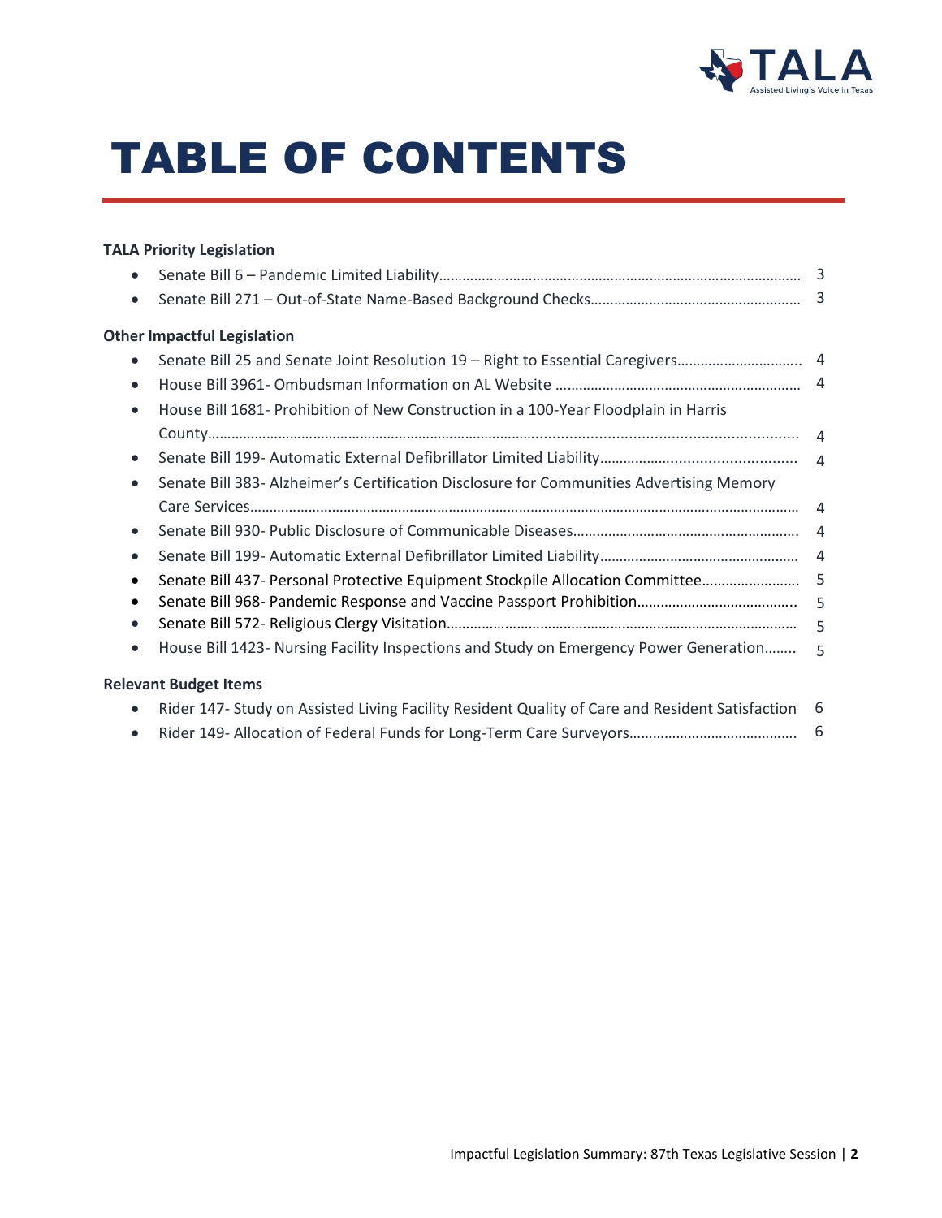# TABLE OF CONTENTS

**TALA Priority Legislation**

- Senate Bill 6 – Pandemic Limited Liability ........ 3
- Senate Bill 271 – Out-of-State Name-Based Background Checks ........ 3

**Other Impactful Legislation**

- Senate Bill 25 and Senate Joint Resolution 19 – Right to Essential Caregivers ........ 4
- House Bill 3961- Ombudsman Information on AL Website ........ 4
- House Bill 1681- Prohibition of New Construction in a 100-Year Floodplain in Harris County ........ 4
- Senate Bill 199- Automatic External Defibrillator Limited Liability ........ 4
- Senate Bill 383- Alzheimer's Certification Disclosure for Communities Advertising Memory Care Services ........ 4
- Senate Bill 930- Public Disclosure of Communicable Diseases ........ 4
- Senate Bill 199- Automatic External Defibrillator Limited Liability ........ 4
- Senate Bill 437- Personal Protective Equipment Stockpile Allocation Committee ........ 5
- Senate Bill 968- Pandemic Response and Vaccine Passport Prohibition ........ 5
- Senate Bill 572- Religious Clergy Visitation ........ 5
- House Bill 1423- Nursing Facility Inspections and Study on Emergency Power Generation ........ 5

**Relevant Budget Items**

- Rider 147- Study on Assisted Living Facility Resident Quality of Care and Resident Satisfaction 6
- Rider 149- Allocation of Federal Funds for Long-Term Care Surveyors ........ 6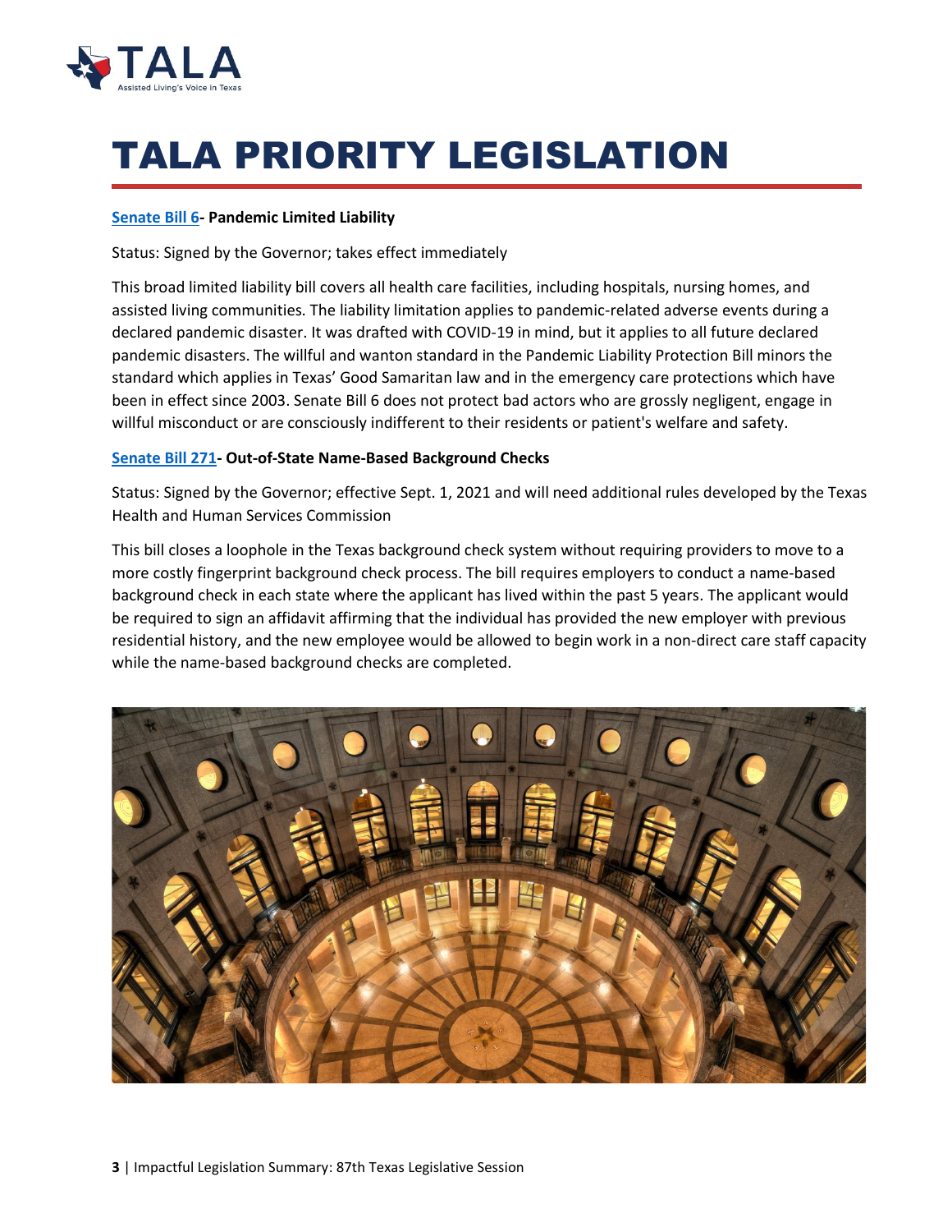# TALA PRIORITY LEGISLATION

**Senate Bill 6- Pandemic Limited Liability**

Status: Signed by the Governor; takes effect immediately

This broad limited liability bill covers all health care facilities, including hospitals, nursing homes, and assisted living communities. The liability limitation applies to pandemic-related adverse events during a declared pandemic disaster. It was drafted with COVID-19 in mind, but it applies to all future declared pandemic disasters. The willful and wanton standard in the Pandemic Liability Protection Bill minors the standard which applies in Texas' Good Samaritan law and in the emergency care protections which have been in effect since 2003. Senate Bill 6 does not protect bad actors who are grossly negligent, engage in willful misconduct or are consciously indifferent to their residents or patient's welfare and safety.

**Senate Bill 271- Out-of-State Name-Based Background Checks**

Status: Signed by the Governor; effective Sept. 1, 2021 and will need additional rules developed by the Texas Health and Human Services Commission

This bill closes a loophole in the Texas background check system without requiring providers to move to a more costly fingerprint background check process. The bill requires employers to conduct a name-based background check in each state where the applicant has lived within the past 5 years. The applicant would be required to sign an affidavit affirming that the individual has provided the new employer with previous residential history, and the new employee would be allowed to begin work in a non-direct care staff capacity while the name-based background checks are completed.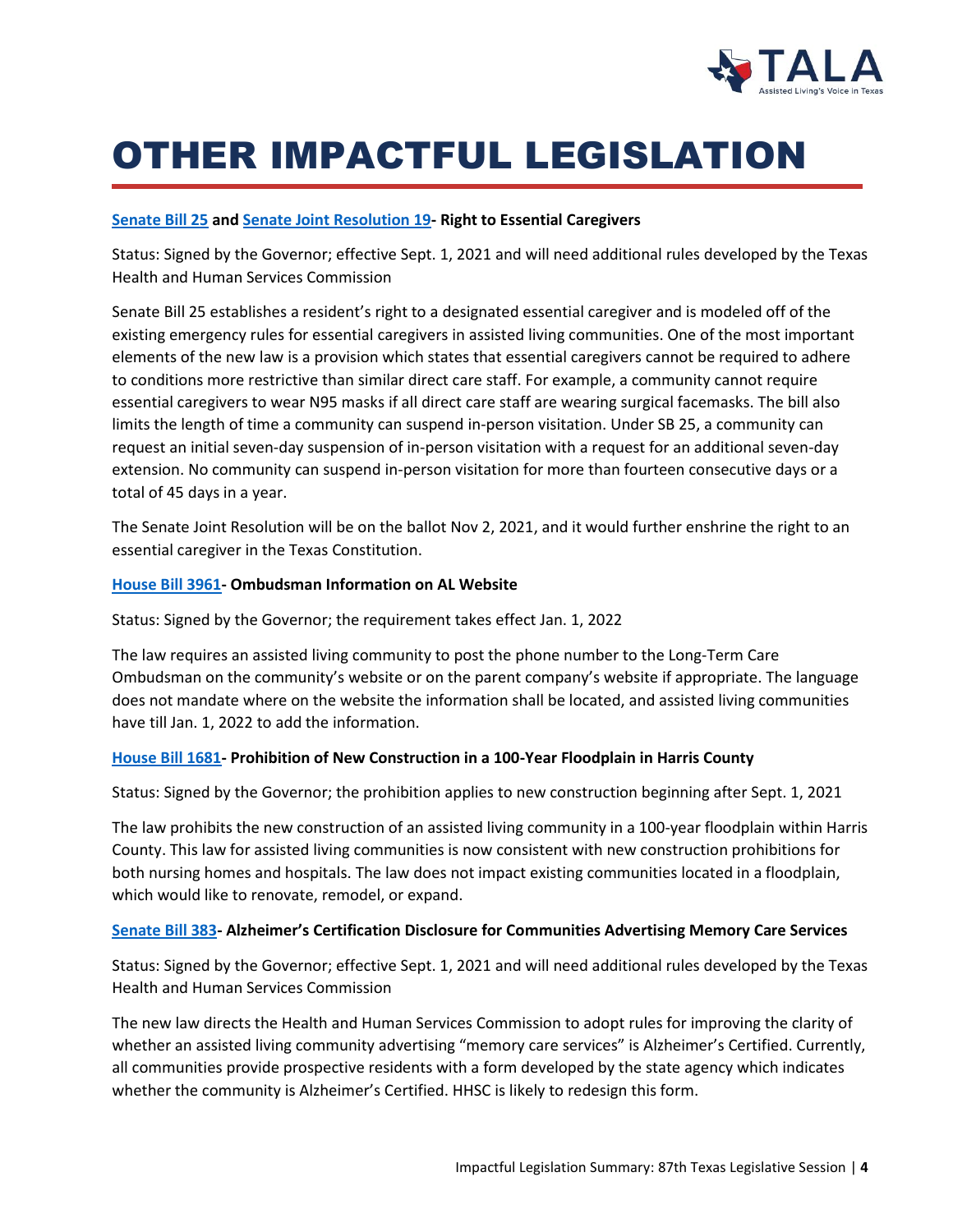# OTHER IMPACTFUL LEGISLATION

**Senate Bill 25 and Senate Joint Resolution 19- Right to Essential Caregivers**

Status: Signed by the Governor; effective Sept. 1, 2021 and will need additional rules developed by the Texas Health and Human Services Commission

Senate Bill 25 establishes a resident's right to a designated essential caregiver and is modeled off of the existing emergency rules for essential caregivers in assisted living communities. One of the most important elements of the new law is a provision which states that essential caregivers cannot be required to adhere to conditions more restrictive than similar direct care staff. For example, a community cannot require essential caregivers to wear N95 masks if all direct care staff are wearing surgical facemasks. The bill also limits the length of time a community can suspend in-person visitation. Under SB 25, a community can request an initial seven-day suspension of in-person visitation with a request for an additional seven-day extension. No community can suspend in-person visitation for more than fourteen consecutive days or a total of 45 days in a year.

The Senate Joint Resolution will be on the ballot Nov 2, 2021, and it would further enshrine the right to an essential caregiver in the Texas Constitution.

**House Bill 3961- Ombudsman Information on AL Website**

Status: Signed by the Governor; the requirement takes effect Jan. 1, 2022

The law requires an assisted living community to post the phone number to the Long-Term Care Ombudsman on the community's website or on the parent company's website if appropriate. The language does not mandate where on the website the information shall be located, and assisted living communities have till Jan. 1, 2022 to add the information.

**House Bill 1681- Prohibition of New Construction in a 100-Year Floodplain in Harris County**

Status: Signed by the Governor; the prohibition applies to new construction beginning after Sept. 1, 2021

The law prohibits the new construction of an assisted living community in a 100-year floodplain within Harris County. This law for assisted living communities is now consistent with new construction prohibitions for both nursing homes and hospitals. The law does not impact existing communities located in a floodplain, which would like to renovate, remodel, or expand.

**Senate Bill 383- Alzheimer's Certification Disclosure for Communities Advertising Memory Care Services**

Status: Signed by the Governor; effective Sept. 1, 2021 and will need additional rules developed by the Texas Health and Human Services Commission

The new law directs the Health and Human Services Commission to adopt rules for improving the clarity of whether an assisted living community advertising "memory care services" is Alzheimer's Certified. Currently, all communities provide prospective residents with a form developed by the state agency which indicates whether the community is Alzheimer's Certified. HHSC is likely to redesign this form.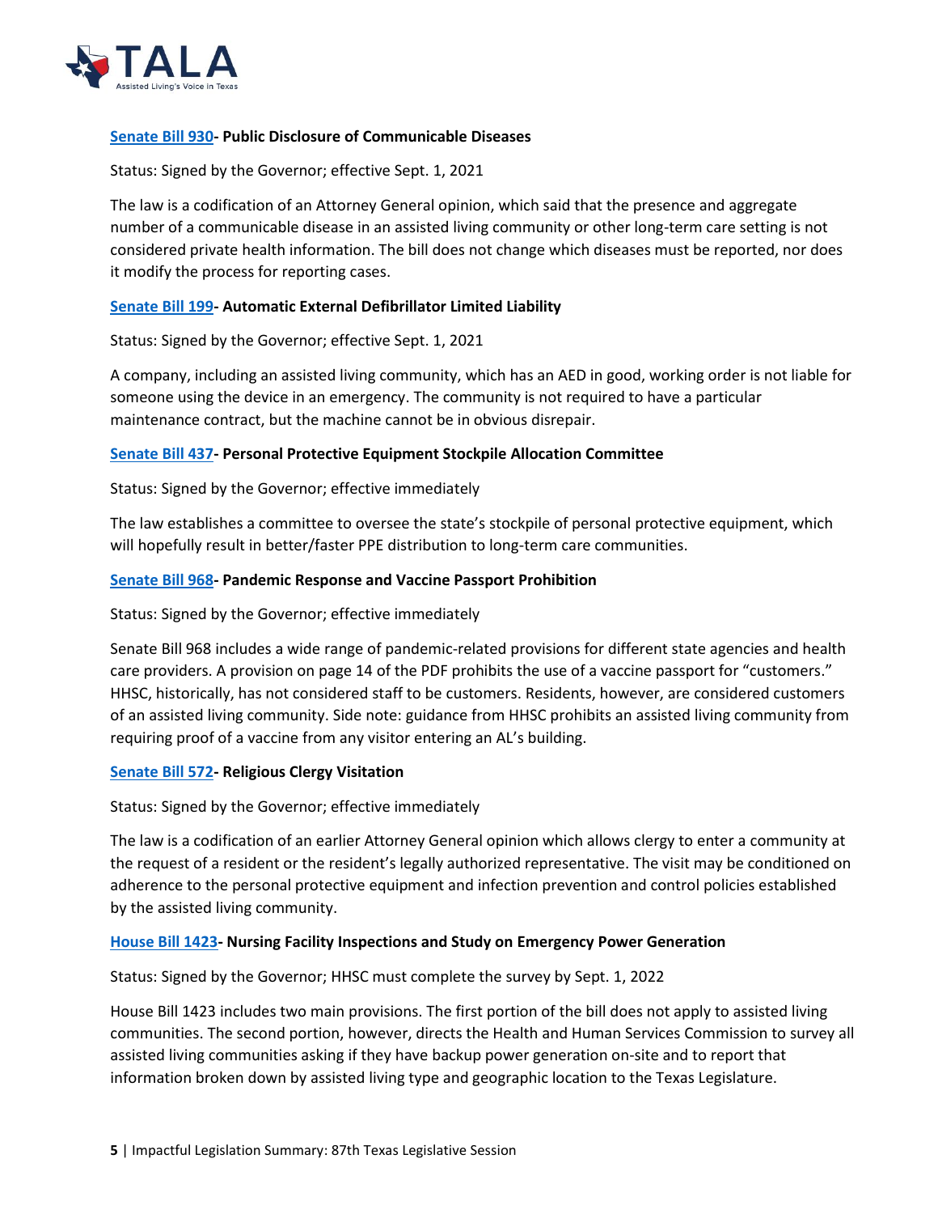**Senate Bill 930- Public Disclosure of Communicable Diseases**

Status: Signed by the Governor; effective Sept. 1, 2021

The law is a codification of an Attorney General opinion, which said that the presence and aggregate number of a communicable disease in an assisted living community or other long-term care setting is not considered private health information. The bill does not change which diseases must be reported, nor does it modify the process for reporting cases.

**Senate Bill 199- Automatic External Defibrillator Limited Liability**

Status: Signed by the Governor; effective Sept. 1, 2021

A company, including an assisted living community, which has an AED in good, working order is not liable for someone using the device in an emergency. The community is not required to have a particular maintenance contract, but the machine cannot be in obvious disrepair.

**Senate Bill 437- Personal Protective Equipment Stockpile Allocation Committee**

Status: Signed by the Governor; effective immediately

The law establishes a committee to oversee the state's stockpile of personal protective equipment, which will hopefully result in better/faster PPE distribution to long-term care communities.

**Senate Bill 968- Pandemic Response and Vaccine Passport Prohibition**

Status: Signed by the Governor; effective immediately

Senate Bill 968 includes a wide range of pandemic-related provisions for different state agencies and health care providers. A provision on page 14 of the PDF prohibits the use of a vaccine passport for "customers." HHSC, historically, has not considered staff to be customers. Residents, however, are considered customers of an assisted living community. Side note: guidance from HHSC prohibits an assisted living community from requiring proof of a vaccine from any visitor entering an AL's building.

**Senate Bill 572- Religious Clergy Visitation**

Status: Signed by the Governor; effective immediately

The law is a codification of an earlier Attorney General opinion which allows clergy to enter a community at the request of a resident or the resident's legally authorized representative. The visit may be conditioned on adherence to the personal protective equipment and infection prevention and control policies established by the assisted living community.

**House Bill 1423- Nursing Facility Inspections and Study on Emergency Power Generation**

Status: Signed by the Governor; HHSC must complete the survey by Sept. 1, 2022

House Bill 1423 includes two main provisions. The first portion of the bill does not apply to assisted living communities. The second portion, however, directs the Health and Human Services Commission to survey all assisted living communities asking if they have backup power generation on-site and to report that information broken down by assisted living type and geographic location to the Texas Legislature.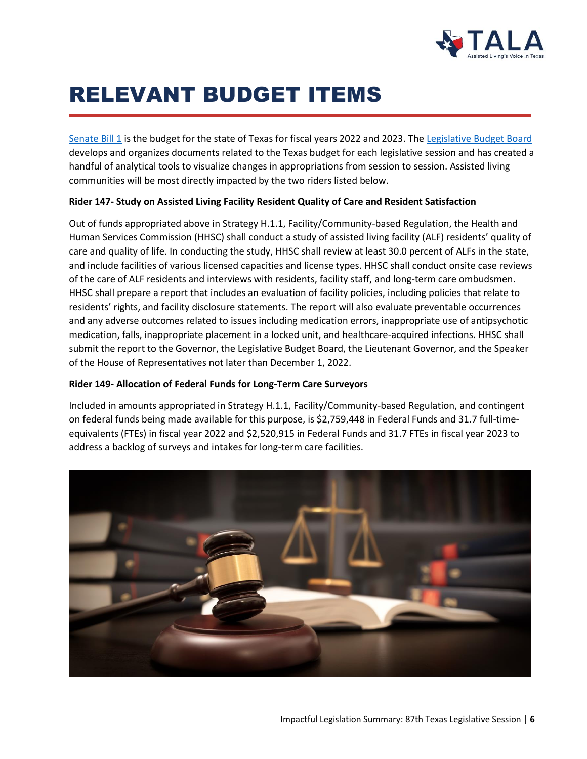# RELEVANT BUDGET ITEMS

[Senate Bill 1](#) is the budget for the state of Texas for fiscal years 2022 and 2023. The [Legislative Budget Board](#) develops and organizes documents related to the Texas budget for each legislative session and has created a handful of analytical tools to visualize changes in appropriations from session to session. Assisted living communities will be most directly impacted by the two riders listed below.

**Rider 147- Study on Assisted Living Facility Resident Quality of Care and Resident Satisfaction**

Out of funds appropriated above in Strategy H.1.1, Facility/Community-based Regulation, the Health and Human Services Commission (HHSC) shall conduct a study of assisted living facility (ALF) residents' quality of care and quality of life. In conducting the study, HHSC shall review at least 30.0 percent of ALFs in the state, and include facilities of various licensed capacities and license types. HHSC shall conduct onsite case reviews of the care of ALF residents and interviews with residents, facility staff, and long-term care ombudsmen. HHSC shall prepare a report that includes an evaluation of facility policies, including policies that relate to residents' rights, and facility disclosure statements. The report will also evaluate preventable occurrences and any adverse outcomes related to issues including medication errors, inappropriate use of antipsychotic medication, falls, inappropriate placement in a locked unit, and healthcare-acquired infections. HHSC shall submit the report to the Governor, the Legislative Budget Board, the Lieutenant Governor, and the Speaker of the House of Representatives not later than December 1, 2022.

**Rider 149- Allocation of Federal Funds for Long-Term Care Surveyors**

Included in amounts appropriated in Strategy H.1.1, Facility/Community-based Regulation, and contingent on federal funds being made available for this purpose, is $2,759,448 in Federal Funds and 31.7 full-time-equivalents (FTEs) in fiscal year 2022 and $2,520,915 in Federal Funds and 31.7 FTEs in fiscal year 2023 to address a backlog of surveys and intakes for long-term care facilities.